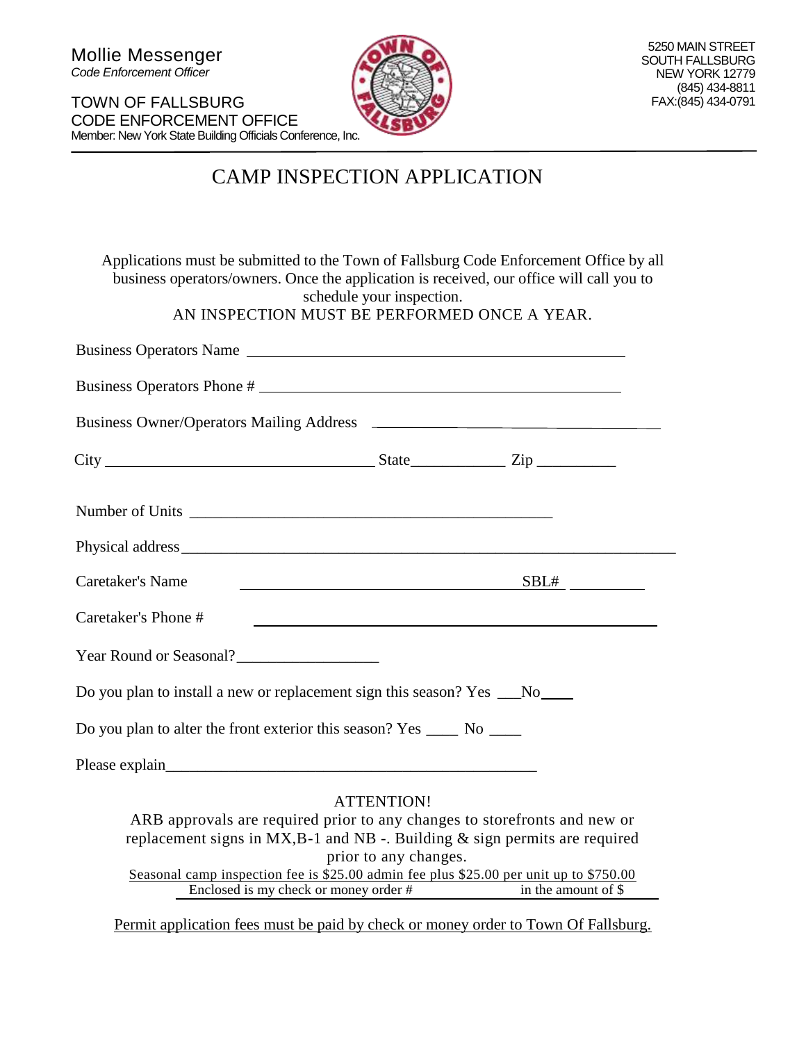Mollie Messenger
*Code Enforcement Officer*

TOWN OF FALLSBURG
CODE ENFORCEMENT OFFICE
Member: New York State Building Officials Conference, Inc.

5250 MAIN STREET
SOUTH FALLSBURG
NEW YORK 12779
(845) 434-8811
FAX:(845) 434-0791

# CAMP INSPECTION APPLICATION

Applications must be submitted to the Town of Fallsburg Code Enforcement Office by all business operators/owners. Once the application is received, our office will call you to schedule your inspection.
AN INSPECTION MUST BE PERFORMED ONCE A YEAR.

Business Operators Name ____________________________________________

Business Operators Phone # __________________________________________

Business Owner/Operators Mailing Address ______________________________

City ______________________________ State___________ Zip __________

Number of Units ____________________________________________

Physical address_____________________________________________________

Caretaker's Name ________________________________ SBL# __________

Caretaker's Phone # ________________________________________________

Year Round or Seasonal?_________________

Do you plan to install a new or replacement sign this season? Yes ___No____

Do you plan to alter the front exterior this season? Yes ____ No ____

Please explain_____________________________________________

ATTENTION!
ARB approvals are required prior to any changes to storefronts and new or replacement signs in MX,B-1 and NB -. Building & sign permits are required prior to any changes.
Seasonal camp inspection fee is $25.00 admin fee plus $25.00 per unit up to $750.00
Enclosed is my check or money order # __________ in the amount of $ __________

Permit application fees must be paid by check or money order to Town Of Fallsburg.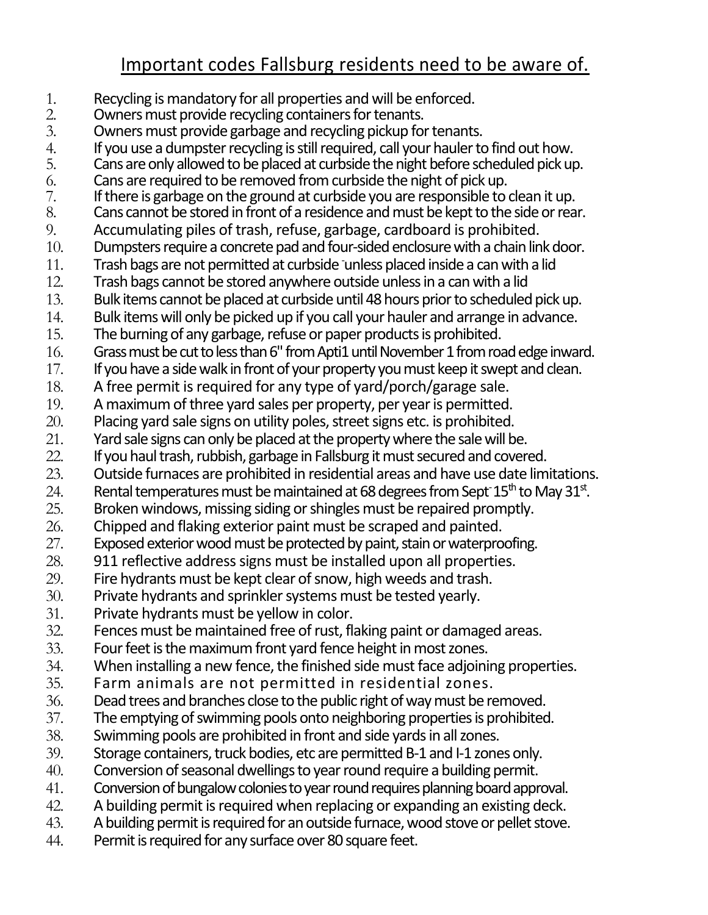# Important codes Fallsburg residents need to be aware of.

1. Recycling is mandatory for all properties and will be enforced.
2. Owners must provide recycling containers for tenants.
3. Owners must provide garbage and recycling pickup for tenants.
4. If you use a dumpster recycling is still required, call your hauler to find out how.
5. Cans are only allowed to be placed at curbside the night before scheduled pick up.
6. Cans are required to be removed from curbside the night of pick up.
7. If there is garbage on the ground at curbside you are responsible to clean it up.
8. Cans cannot be stored in front of a residence and must be kept to the side or rear.
9. Accumulating piles of trash, refuse, garbage, cardboard is prohibited.
10. Dumpsters require a concrete pad and four-sided enclosure with a chain link door.
11. Trash bags are not permitted at curbside unless placed inside a can with a lid
12. Trash bags cannot be stored anywhere outside unless in a can with a lid
13. Bulk items cannot be placed at curbside until 48 hours prior to scheduled pick up.
14. Bulk items will only be picked up if you call your hauler and arrange in advance.
15. The burning of any garbage, refuse or paper products is prohibited.
16. Grass must be cut to less than 6" from Apti1 until November 1 from road edge inward.
17. If you have a side walk in front of your property you must keep it swept and clean.
18. A free permit is required for any type of yard/porch/garage sale.
19. A maximum of three yard sales per property, per year is permitted.
20. Placing yard sale signs on utility poles, street signs etc. is prohibited.
21. Yard sale signs can only be placed at the property where the sale will be.
22. If you haul trash, rubbish, garbage in Fallsburg it must secured and covered.
23. Outside furnaces are prohibited in residential areas and have use date limitations.
24. Rental temperatures must be maintained at 68 degrees from Sept 15th to May 31st.
25. Broken windows, missing siding or shingles must be repaired promptly.
26. Chipped and flaking exterior paint must be scraped and painted.
27. Exposed exterior wood must be protected by paint, stain or waterproofing.
28. 911 reflective address signs must be installed upon all properties.
29. Fire hydrants must be kept clear of snow, high weeds and trash.
30. Private hydrants and sprinkler systems must be tested yearly.
31. Private hydrants must be yellow in color.
32. Fences must be maintained free of rust, flaking paint or damaged areas.
33. Four feet is the maximum front yard fence height in most zones.
34. When installing a new fence, the finished side must face adjoining properties.
35. Farm animals are not permitted in residential zones.
36. Dead trees and branches close to the public right of way must be removed.
37. The emptying of swimming pools onto neighboring properties is prohibited.
38. Swimming pools are prohibited in front and side yards in all zones.
39. Storage containers, truck bodies, etc are permitted B-1 and I-1 zones only.
40. Conversion of seasonal dwellings to year round require a building permit.
41. Conversion of bungalow colonies to year round requires planning board approval.
42. A building permit is required when replacing or expanding an existing deck.
43. A building permit is required for an outside furnace, wood stove or pellet stove.
44. Permit is required for any surface over 80 square feet.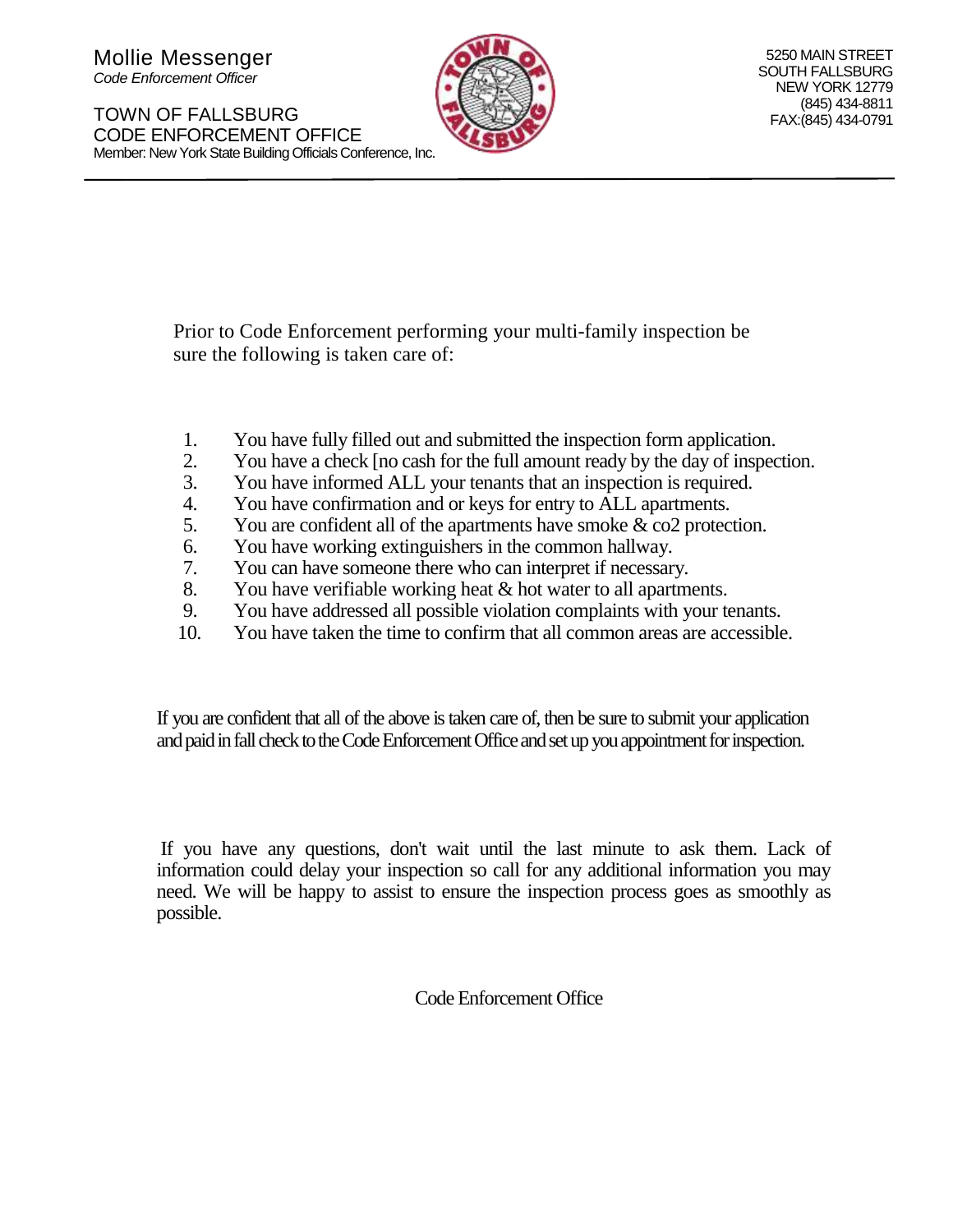Mollie Messenger
*Code Enforcement Officer*

TOWN OF FALLSBURG
CODE ENFORCEMENT OFFICE
Member: New York State Building Officials Conference, Inc.

5250 MAIN STREET
SOUTH FALLSBURG
NEW YORK 12779
(845) 434-8811
FAX:(845) 434-0791

---

Prior to Code Enforcement performing your multi-family inspection be sure the following is taken care of:

1. You have fully filled out and submitted the inspection form application.
2. You have a check [no cash for the full amount ready by the day of inspection.
3. You have informed ALL your tenants that an inspection is required.
4. You have confirmation and or keys for entry to ALL apartments.
5. You are confident all of the apartments have smoke & co2 protection.
6. You have working extinguishers in the common hallway.
7. You can have someone there who can interpret if necessary.
8. You have verifiable working heat & hot water to all apartments.
9. You have addressed all possible violation complaints with your tenants.
10. You have taken the time to confirm that all common areas are accessible.

If you are confident that all of the above is taken care of, then be sure to submit your application and paid in fall check to the Code Enforcement Office and set up you appointment for inspection.

If you have any questions, don't wait until the last minute to ask them. Lack of information could delay your inspection so call for any additional information you may need. We will be happy to assist to ensure the inspection process goes as smoothly as possible.

Code Enforcement Office